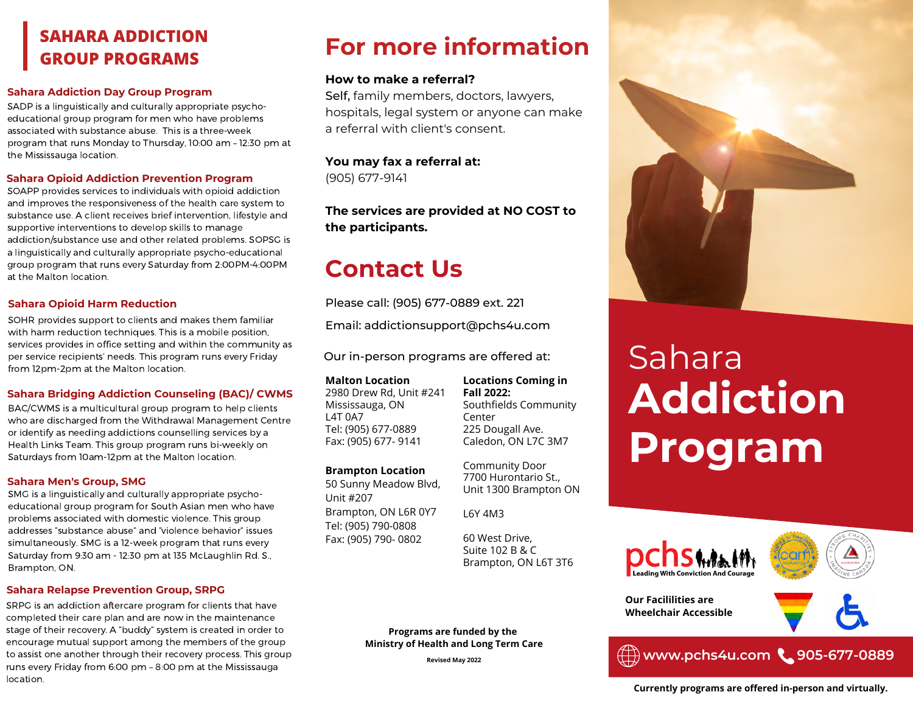# SAHARA ADDICTION GROUP PROGRAMS

### Sahara Addiction Day Group Program

SADP is a linguistically and culturally appropriate psycho-educational group program for men who have problems associated with substance abuse. This is a three-week program that runs Monday to Thursday, 10:00 am – 12:30 pm at the Mississauga location.

### Sahara Opioid Addiction Prevention Program

SOAPP provides services to individuals with opioid addiction and improves the responsiveness of the health care system to substance use. A client receives brief intervention, lifestyle and supportive interventions to develop skills to manage addiction/substance use and other related problems. SOPSG is a linguistically and culturally appropriate psycho-educational group program that runs every Saturday from 2:00PM-4:00PM at the Malton location.

### Sahara Opioid Harm Reduction

SOHR provides support to clients and makes them familiar with harm reduction techniques. This is a mobile position, services provides in office setting and within the community as per service recipients' needs. This program runs every Friday from 12pm-2pm at the Malton location.

### Sahara Bridging Addiction Counseling (BAC)/ CWMS

BAC/CWMS is a multicultural group program to help clients who are discharged from the Withdrawal Management Centre or identify as needing addictions counselling services by a Health Links Team. This group program runs bi-weekly on Saturdays from 10am-12pm at the Malton location.

### Sahara Men's Group, SMG

SMG is a linguistically and culturally appropriate psycho-educational group program for South Asian men who have problems associated with domestic violence. This group addresses "substance abuse" and "violence behavior" issues simultaneously. SMG is a 12-week program that runs every Saturday from 9:30 am - 12:30 pm at 135 McLaughlin Rd. S., Brampton, ON.

### Sahara Relapse Prevention Group, SRPG

SRPG is an addiction aftercare program for clients that have completed their care plan and are now in the maintenance stage of their recovery. A "buddy" system is created in order to encourage mutual support among the members of the group to assist one another through their recovery process. This group runs every Friday from 6:00 pm – 8:00 pm at the Mississauga location.

# For more information

**How to make a referral?**
Self, family members, doctors, lawyers, hospitals, legal system or anyone can make a referral with client's consent.

**You may fax a referral at:**
(905) 677-9141

**The services are provided at NO COST to the participants.**

# Contact Us

Please call: (905) 677-0889 ext. 221

Email: addictionsupport@pchs4u.com

Our in-person programs are offered at:

**Malton Location**
2980 Drew Rd, Unit #241
Mississauga, ON
L4T 0A7
Tel: (905) 677-0889
Fax: (905) 677- 9141

**Brampton Location**
50 Sunny Meadow Blvd, Unit #207
Brampton, ON L6R 0Y7
Tel: (905) 790-0808
Fax: (905) 790- 0802

**Locations Coming in Fall 2022:**
Southfields Community Center
225 Dougall Ave.
Caledon, ON L7C 3M7

Community Door
7700 Hurontario St., Unit 1300 Brampton ON

L6Y 4M3

60 West Drive, Suite 102 B & C
Brampton, ON L6T 3T6

**Programs are funded by the Ministry of Health and Long Term Care**

Revised May 2022

# Sahara Addiction Program

pchs — Leading With Conviction And Courage

**Our Facililities are Wheelchair Accessible**

www.pchs4u.com 905-677-0889

**Currently programs are offered in-person and virtually.**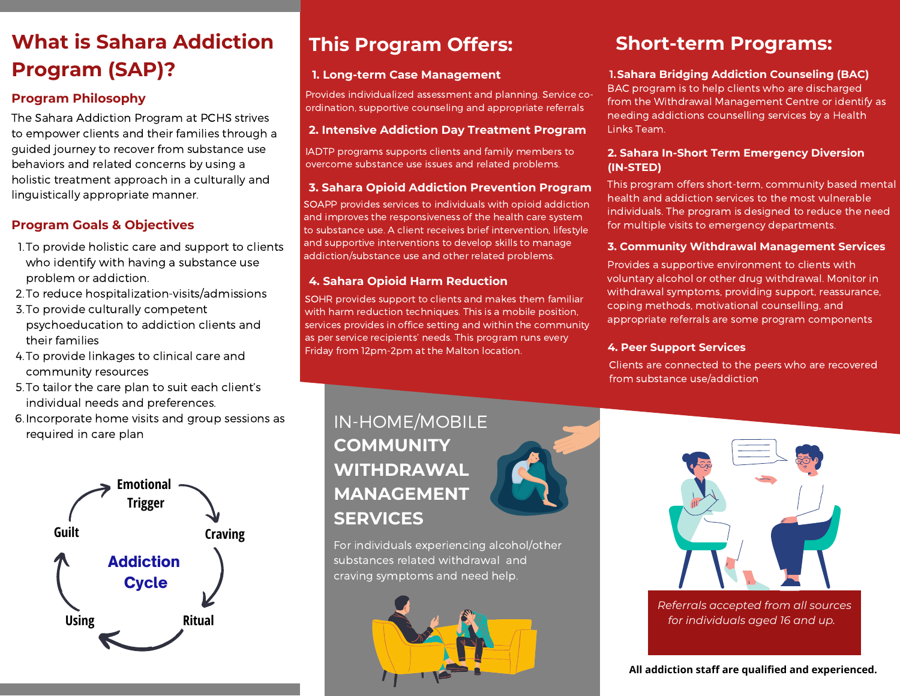# What is Sahara Addiction Program (SAP)?

## Program Philosophy

The Sahara Addiction Program at PCHS strives to empower clients and their families through a guided journey to recover from substance use behaviors and related concerns by using a holistic treatment approach in a culturally and linguistically appropriate manner.

## Program Goals & Objectives

1. To provide holistic care and support to clients who identify with having a substance use problem or addiction.
2. To reduce hospitalization-visits/admissions
3. To provide culturally competent psychoeducation to addiction clients and their families
4. To provide linkages to clinical care and community resources
5. To tailor the care plan to suit each client's individual needs and preferences.
6. Incorporate home visits and group sessions as required in care plan

**Addiction Cycle**: Emotional Trigger → Craving → Ritual → Using → Guilt → Emotional Trigger

# This Program Offers:

### 1. Long-term Case Management

Provides individualized assessment and planning. Service co-ordination, supportive counseling and appropriate referrals

### 2. Intensive Addiction Day Treatment Program

IADTP programs supports clients and family members to overcome substance use issues and related problems.

### 3. Sahara Opioid Addiction Prevention Program

SOAPP provides services to individuals with opioid addiction and improves the responsiveness of the health care system to substance use. A client receives brief intervention, lifestyle and supportive interventions to develop skills to manage addiction/substance use and other related problems.

### 4. Sahara Opioid Harm Reduction

SOHR provides support to clients and makes them familiar with harm reduction techniques. This is a mobile position, services provides in office setting and within the community as per service recipients' needs. This program runs every Friday from 12pm-2pm at the Malton location.

# Short-term Programs:

### 1. Sahara Bridging Addiction Counseling (BAC)

BAC program is to help clients who are discharged from the Withdrawal Management Centre or identify as needing addictions counselling services by a Health Links Team.

### 2. Sahara In-Short Term Emergency Diversion (IN-STED)

This program offers short-term, community based mental health and addiction services to the most vulnerable individuals. The program is designed to reduce the need for multiple visits to emergency departments.

### 3. Community Withdrawal Management Services

Provides a supportive environment to clients with voluntary alcohol or other drug withdrawal. Monitor in withdrawal symptoms, providing support, reassurance, coping methods, motivational counselling, and appropriate referrals are some program components

### 4. Peer Support Services

Clients are connected to the peers who are recovered from substance use/addiction

## IN-HOME/MOBILE COMMUNITY WITHDRAWAL MANAGEMENT SERVICES

For individuals experiencing alcohol/other substances related withdrawal and craving symptoms and need help.

*Referrals accepted from all sources for individuals aged 16 and up.*

**All addiction staff are qualified and experienced.**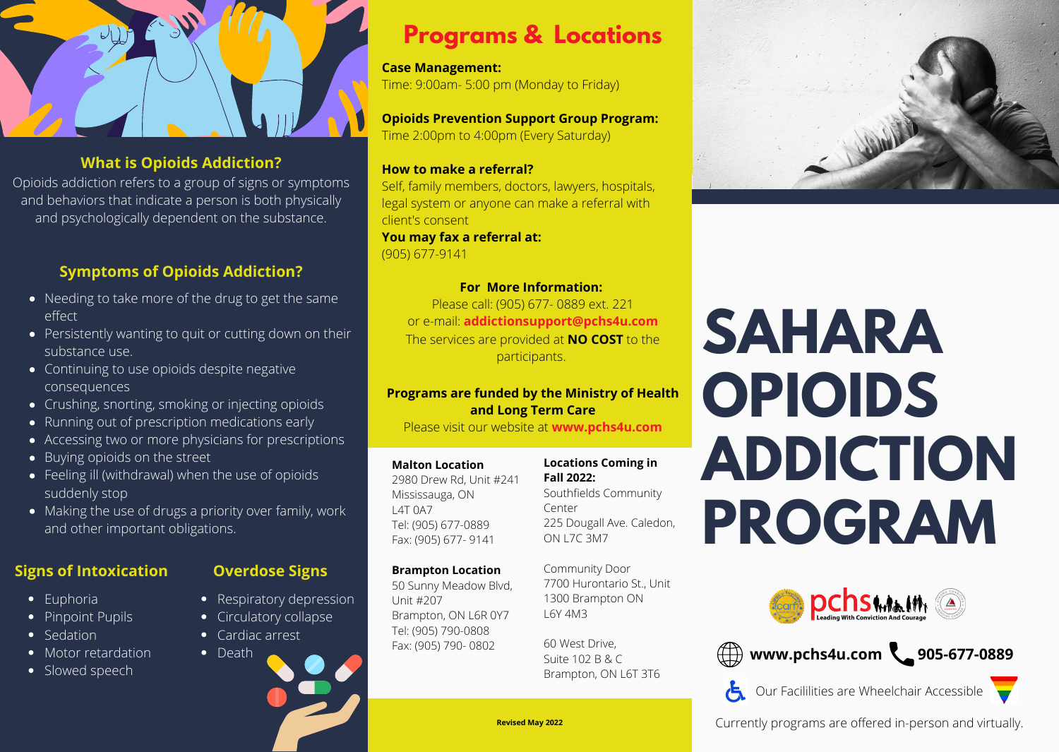## What is Opioids Addiction?

Opioids addiction refers to a group of signs or symptoms and behaviors that indicate a person is both physically and psychologically dependent on the substance.

## Symptoms of Opioids Addiction?

- Needing to take more of the drug to get the same effect
- Persistently wanting to quit or cutting down on their substance use.
- Continuing to use opioids despite negative consequences
- Crushing, snorting, smoking or injecting opioids
- Running out of prescription medications early
- Accessing two or more physicians for prescriptions
- Buying opioids on the street
- Feeling ill (withdrawal) when the use of opioids suddenly stop
- Making the use of drugs a priority over family, work and other important obligations.

## Signs of Intoxication

- Euphoria
- Pinpoint Pupils
- Sedation
- Motor retardation
- Slowed speech

## Overdose Signs

- Respiratory depression
- Circulatory collapse
- Cardiac arrest
- Death

# Programs & Locations

**Case Management:**
Time: 9:00am- 5:00 pm (Monday to Friday)

**Opioids Prevention Support Group Program:**
Time 2:00pm to 4:00pm (Every Saturday)

**How to make a referral?**
Self, family members, doctors, lawyers, hospitals, legal system or anyone can make a referral with client's consent

**You may fax a referral at:**
(905) 677-9141

**For More Information:**
Please call: (905) 677- 0889 ext. 221
or e-mail: **addictionsupport@pchs4u.com**
The services are provided at **NO COST** to the participants.

**Programs are funded by the Ministry of Health and Long Term Care**
Please visit our website at **www.pchs4u.com**

**Malton Location**
2980 Drew Rd, Unit #241
Mississauga, ON
L4T 0A7
Tel: (905) 677-0889
Fax: (905) 677- 9141

**Brampton Location**
50 Sunny Meadow Blvd, Unit #207
Brampton, ON L6R 0Y7
Tel: (905) 790-0808
Fax: (905) 790- 0802

**Locations Coming in Fall 2022:**
Southfields Community Center
225 Dougall Ave. Caledon, ON L7C 3M7

Community Door
7700 Hurontario St., Unit 1300 Brampton ON
L6Y 4M3

60 West Drive,
Suite 102 B & C
Brampton, ON L6T 3T6

**Revised May 2022**

# SAHARA OPIOIDS ADDICTION PROGRAM

pchs Leading With Conviction And Courage

www.pchs4u.com 905-677-0889

Our Facililities are Wheelchair Accessible

Currently programs are offered in-person and virtually.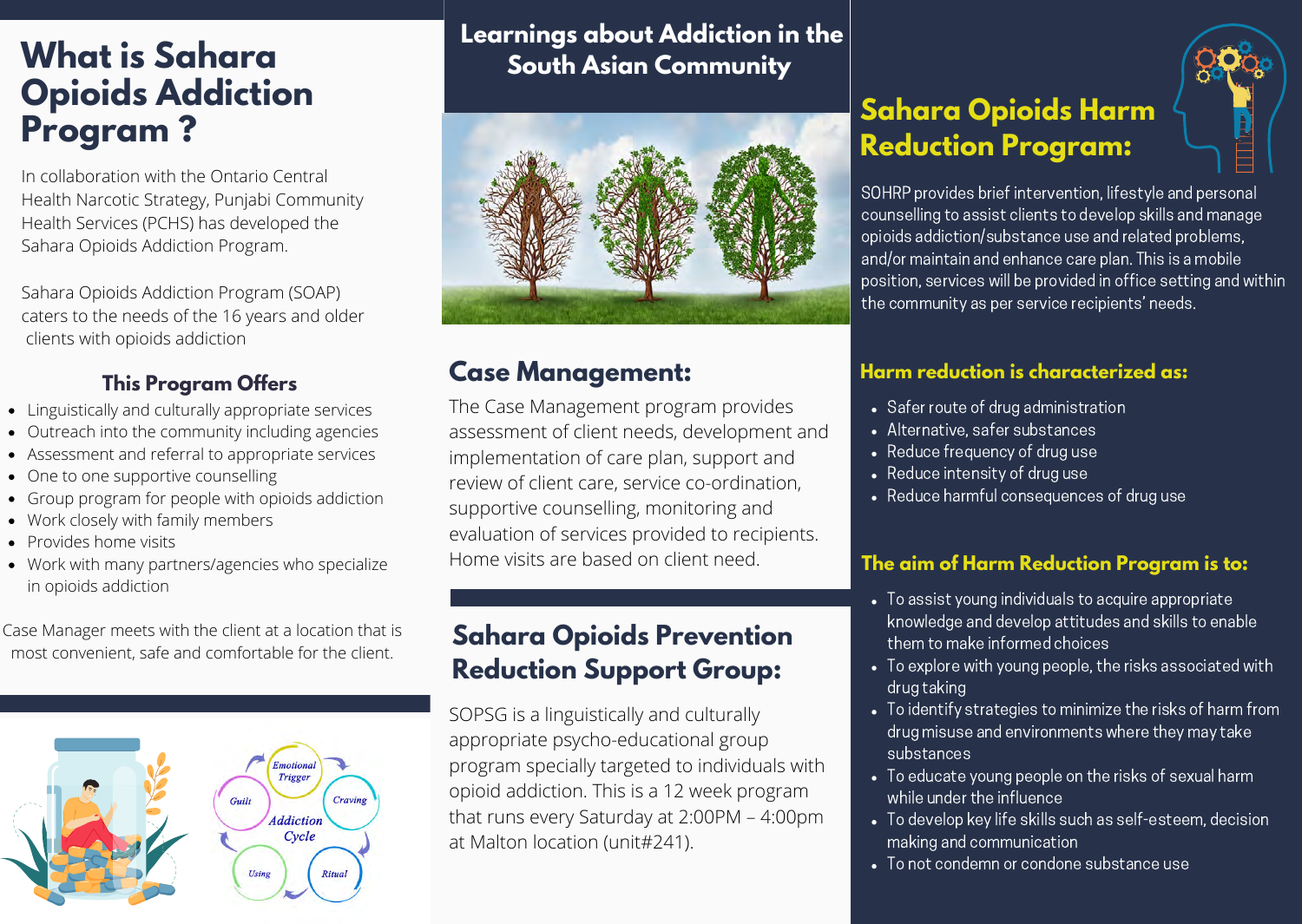# What is Sahara Opioids Addiction Program ?

In collaboration with the Ontario Central Health Narcotic Strategy, Punjabi Community Health Services (PCHS) has developed the Sahara Opioids Addiction Program.

Sahara Opioids Addiction Program (SOAP) caters to the needs of the 16 years and older clients with opioids addiction

### This Program Offers

- Linguistically and culturally appropriate services
- Outreach into the community including agencies
- Assessment and referral to appropriate services
- One to one supportive counselling
- Group program for people with opioids addiction
- Work closely with family members
- Provides home visits
- Work with many partners/agencies who specialize in opioids addiction

Case Manager meets with the client at a location that is most convenient, safe and comfortable for the client.

Emotional Trigger
Craving
Ritual
Using
Guilt
Addiction Cycle

# Learnings about Addiction in the South Asian Community

## Case Management:

The Case Management program provides assessment of client needs, development and implementation of care plan, support and review of client care, service co-ordination, supportive counselling, monitoring and evaluation of services provided to recipients. Home visits are based on client need.

## Sahara Opioids Prevention Reduction Support Group:

SOPSG is a linguistically and culturally appropriate psycho-educational group program specially targeted to individuals with opioid addiction. This is a 12 week program that runs every Saturday at 2:00PM – 4:00pm at Malton location (unit#241).

# Sahara Opioids Harm Reduction Program:

SOHRP provides brief intervention, lifestyle and personal counselling to assist clients to develop skills and manage opioids addiction/substance use and related problems, and/or maintain and enhance care plan. This is a mobile position, services will be provided in office setting and within the community as per service recipients' needs.

### Harm reduction is characterized as:

- Safer route of drug administration
- Alternative, safer substances
- Reduce frequency of drug use
- Reduce intensity of drug use
- Reduce harmful consequences of drug use

### The aim of Harm Reduction Program is to:

- To assist young individuals to acquire appropriate knowledge and develop attitudes and skills to enable them to make informed choices
- To explore with young people, the risks associated with drug taking
- To identify strategies to minimize the risks of harm from drug misuse and environments where they may take substances
- To educate young people on the risks of sexual harm while under the influence
- To develop key life skills such as self-esteem, decision making and communication
- To not condemn or condone substance use